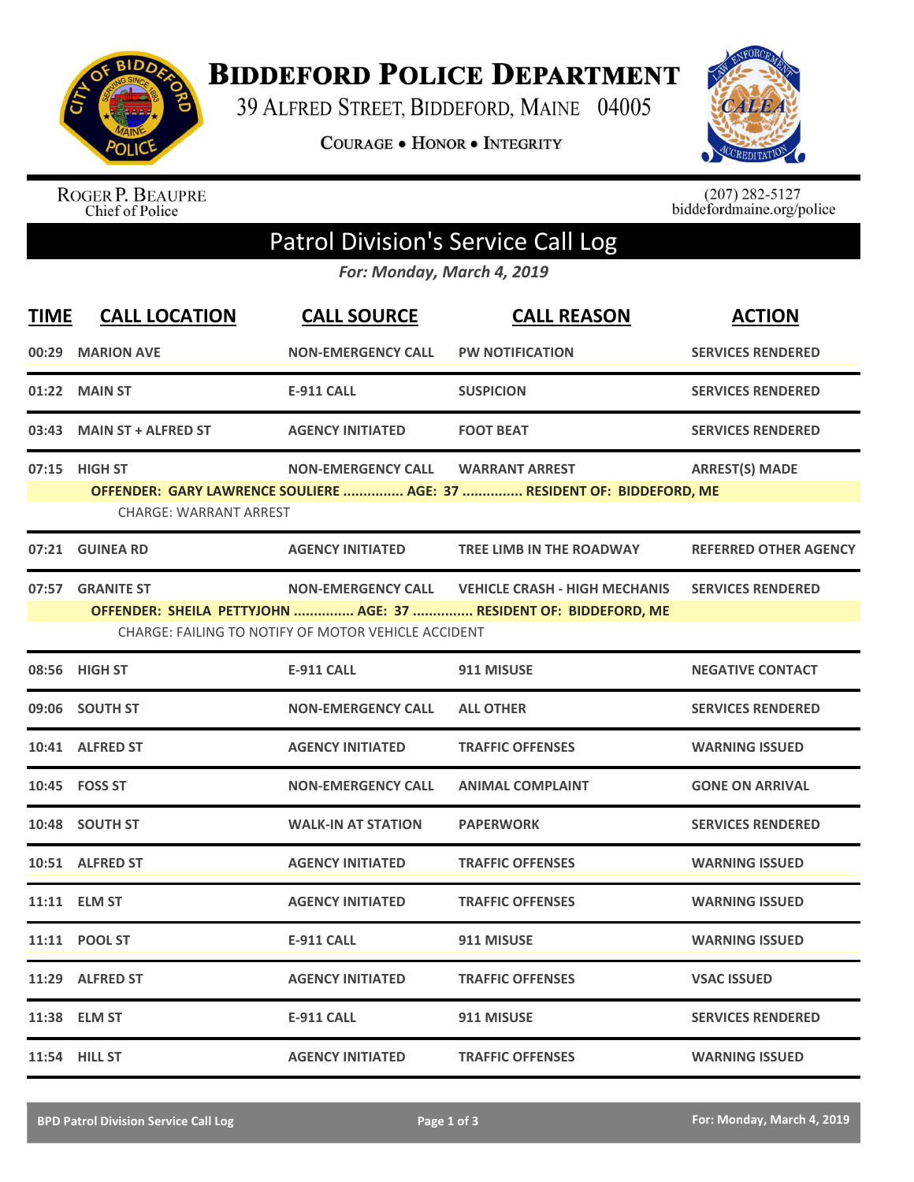# BIDDEFORD POLICE DEPARTMENT

39 ALFRED STREET, BIDDEFORD, MAINE 04005

COURAGE • HONOR • INTEGRITY

ROGER P. BEAUPRE
Chief of Police

(207) 282-5127
biddefordmaine.org/police

## Patrol Division's Service Call Log

*For: Monday, March 4, 2019*

| TIME | CALL LOCATION | CALL SOURCE | CALL REASON | ACTION |
|---|---|---|---|---|
| 00:29 | MARION AVE | NON-EMERGENCY CALL | PW NOTIFICATION | SERVICES RENDERED |
| 01:22 | MAIN ST | E-911 CALL | SUSPICION | SERVICES RENDERED |
| 03:43 | MAIN ST + ALFRED ST | AGENCY INITIATED | FOOT BEAT | SERVICES RENDERED |
| 07:15 | HIGH ST | NON-EMERGENCY CALL | WARRANT ARREST | ARREST(S) MADE |
| | OFFENDER: GARY LAWRENCE SOULIERE ............... AGE: 37 ............... RESIDENT OF: BIDDEFORD, ME | | | |
| | CHARGE: WARRANT ARREST | | | |
| 07:21 | GUINEA RD | AGENCY INITIATED | TREE LIMB IN THE ROADWAY | REFERRED OTHER AGENCY |
| 07:57 | GRANITE ST | NON-EMERGENCY CALL | VEHICLE CRASH - HIGH MECHANIS | SERVICES RENDERED |
| | OFFENDER: SHEILA PETTYJOHN ............... AGE: 37 ............... RESIDENT OF: BIDDEFORD, ME | | | |
| | CHARGE: FAILING TO NOTIFY OF MOTOR VEHICLE ACCIDENT | | | |
| 08:56 | HIGH ST | E-911 CALL | 911 MISUSE | NEGATIVE CONTACT |
| 09:06 | SOUTH ST | NON-EMERGENCY CALL | ALL OTHER | SERVICES RENDERED |
| 10:41 | ALFRED ST | AGENCY INITIATED | TRAFFIC OFFENSES | WARNING ISSUED |
| 10:45 | FOSS ST | NON-EMERGENCY CALL | ANIMAL COMPLAINT | GONE ON ARRIVAL |
| 10:48 | SOUTH ST | WALK-IN AT STATION | PAPERWORK | SERVICES RENDERED |
| 10:51 | ALFRED ST | AGENCY INITIATED | TRAFFIC OFFENSES | WARNING ISSUED |
| 11:11 | ELM ST | AGENCY INITIATED | TRAFFIC OFFENSES | WARNING ISSUED |
| 11:11 | POOL ST | E-911 CALL | 911 MISUSE | WARNING ISSUED |
| 11:29 | ALFRED ST | AGENCY INITIATED | TRAFFIC OFFENSES | VSAC ISSUED |
| 11:38 | ELM ST | E-911 CALL | 911 MISUSE | SERVICES RENDERED |
| 11:54 | HILL ST | AGENCY INITIATED | TRAFFIC OFFENSES | WARNING ISSUED |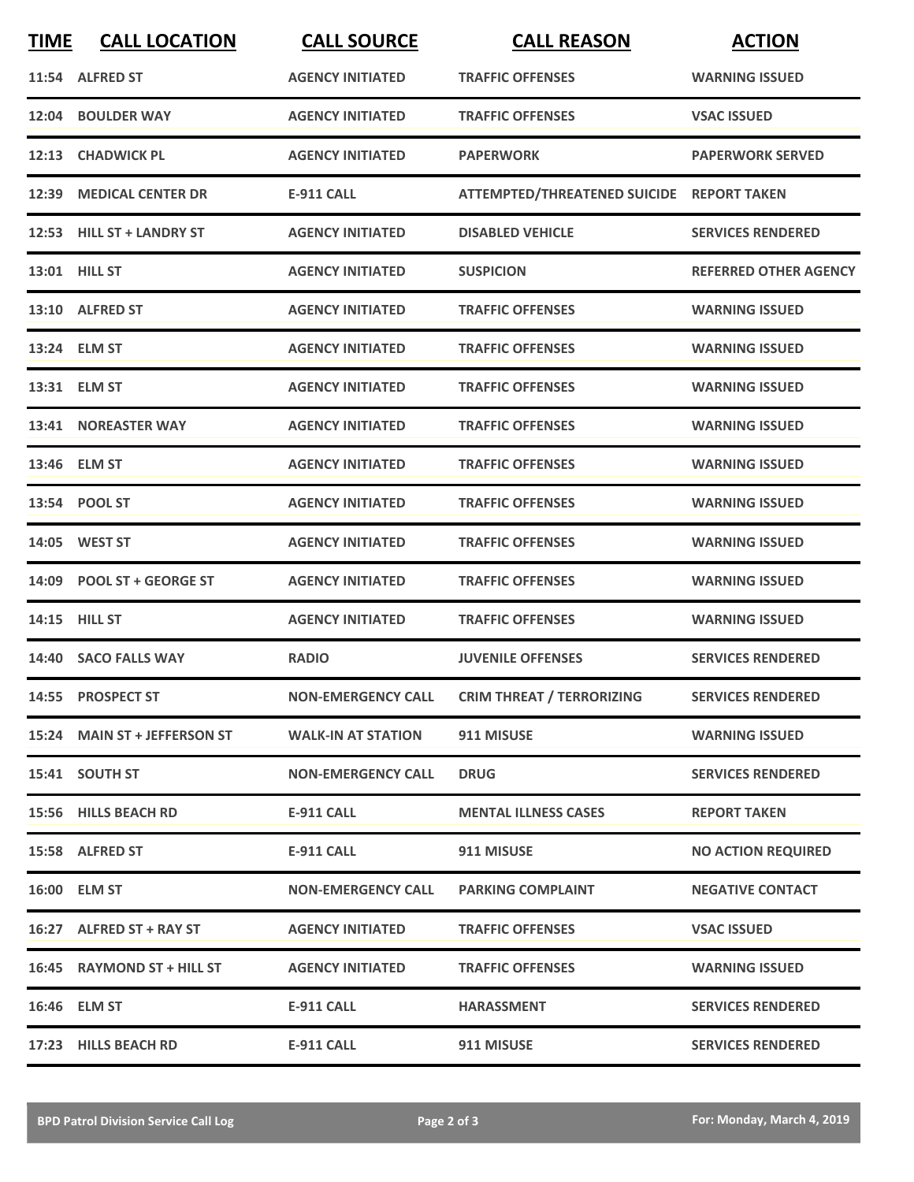| TIME | CALL LOCATION | CALL SOURCE | CALL REASON | ACTION |
|---|---|---|---|---|
| 11:54 | ALFRED ST | AGENCY INITIATED | TRAFFIC OFFENSES | WARNING ISSUED |
| 12:04 | BOULDER WAY | AGENCY INITIATED | TRAFFIC OFFENSES | VSAC ISSUED |
| 12:13 | CHADWICK PL | AGENCY INITIATED | PAPERWORK | PAPERWORK SERVED |
| 12:39 | MEDICAL CENTER DR | E-911 CALL | ATTEMPTED/THREATENED SUICIDE | REPORT TAKEN |
| 12:53 | HILL ST + LANDRY ST | AGENCY INITIATED | DISABLED VEHICLE | SERVICES RENDERED |
| 13:01 | HILL ST | AGENCY INITIATED | SUSPICION | REFERRED OTHER AGENCY |
| 13:10 | ALFRED ST | AGENCY INITIATED | TRAFFIC OFFENSES | WARNING ISSUED |
| 13:24 | ELM ST | AGENCY INITIATED | TRAFFIC OFFENSES | WARNING ISSUED |
| 13:31 | ELM ST | AGENCY INITIATED | TRAFFIC OFFENSES | WARNING ISSUED |
| 13:41 | NOREASTER WAY | AGENCY INITIATED | TRAFFIC OFFENSES | WARNING ISSUED |
| 13:46 | ELM ST | AGENCY INITIATED | TRAFFIC OFFENSES | WARNING ISSUED |
| 13:54 | POOL ST | AGENCY INITIATED | TRAFFIC OFFENSES | WARNING ISSUED |
| 14:05 | WEST ST | AGENCY INITIATED | TRAFFIC OFFENSES | WARNING ISSUED |
| 14:09 | POOL ST + GEORGE ST | AGENCY INITIATED | TRAFFIC OFFENSES | WARNING ISSUED |
| 14:15 | HILL ST | AGENCY INITIATED | TRAFFIC OFFENSES | WARNING ISSUED |
| 14:40 | SACO FALLS WAY | RADIO | JUVENILE OFFENSES | SERVICES RENDERED |
| 14:55 | PROSPECT ST | NON-EMERGENCY CALL | CRIM THREAT / TERRORIZING | SERVICES RENDERED |
| 15:24 | MAIN ST + JEFFERSON ST | WALK-IN AT STATION | 911 MISUSE | WARNING ISSUED |
| 15:41 | SOUTH ST | NON-EMERGENCY CALL | DRUG | SERVICES RENDERED |
| 15:56 | HILLS BEACH RD | E-911 CALL | MENTAL ILLNESS CASES | REPORT TAKEN |
| 15:58 | ALFRED ST | E-911 CALL | 911 MISUSE | NO ACTION REQUIRED |
| 16:00 | ELM ST | NON-EMERGENCY CALL | PARKING COMPLAINT | NEGATIVE CONTACT |
| 16:27 | ALFRED ST + RAY ST | AGENCY INITIATED | TRAFFIC OFFENSES | VSAC ISSUED |
| 16:45 | RAYMOND ST + HILL ST | AGENCY INITIATED | TRAFFIC OFFENSES | WARNING ISSUED |
| 16:46 | ELM ST | E-911 CALL | HARASSMENT | SERVICES RENDERED |
| 17:23 | HILLS BEACH RD | E-911 CALL | 911 MISUSE | SERVICES RENDERED |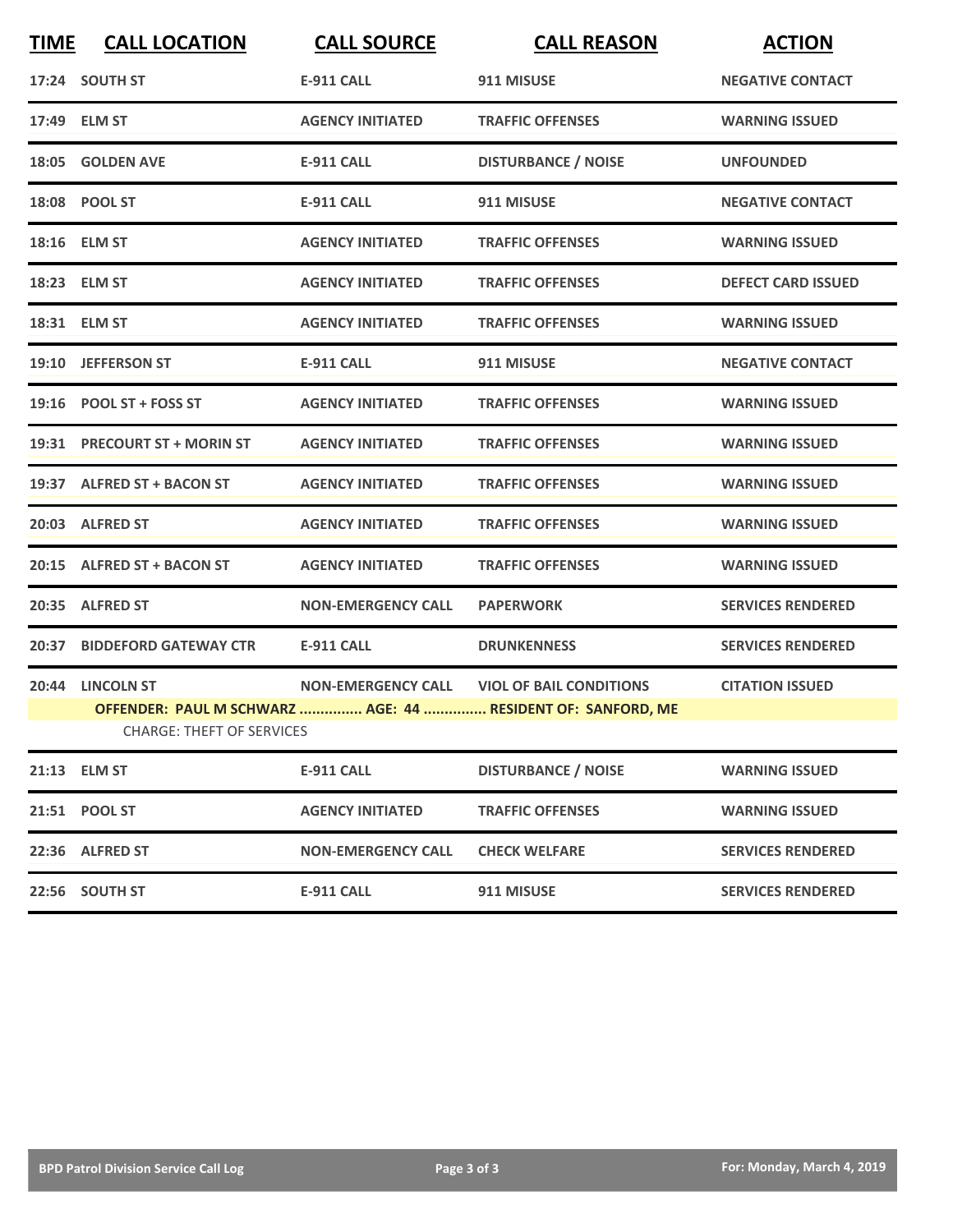| TIME | CALL LOCATION | CALL SOURCE | CALL REASON | ACTION |
|---|---|---|---|---|
| 17:24 | SOUTH ST | E-911 CALL | 911 MISUSE | NEGATIVE CONTACT |
| 17:49 | ELM ST | AGENCY INITIATED | TRAFFIC OFFENSES | WARNING ISSUED |
| 18:05 | GOLDEN AVE | E-911 CALL | DISTURBANCE / NOISE | UNFOUNDED |
| 18:08 | POOL ST | E-911 CALL | 911 MISUSE | NEGATIVE CONTACT |
| 18:16 | ELM ST | AGENCY INITIATED | TRAFFIC OFFENSES | WARNING ISSUED |
| 18:23 | ELM ST | AGENCY INITIATED | TRAFFIC OFFENSES | DEFECT CARD ISSUED |
| 18:31 | ELM ST | AGENCY INITIATED | TRAFFIC OFFENSES | WARNING ISSUED |
| 19:10 | JEFFERSON ST | E-911 CALL | 911 MISUSE | NEGATIVE CONTACT |
| 19:16 | POOL ST + FOSS ST | AGENCY INITIATED | TRAFFIC OFFENSES | WARNING ISSUED |
| 19:31 | PRECOURT ST + MORIN ST | AGENCY INITIATED | TRAFFIC OFFENSES | WARNING ISSUED |
| 19:37 | ALFRED ST + BACON ST | AGENCY INITIATED | TRAFFIC OFFENSES | WARNING ISSUED |
| 20:03 | ALFRED ST | AGENCY INITIATED | TRAFFIC OFFENSES | WARNING ISSUED |
| 20:15 | ALFRED ST + BACON ST | AGENCY INITIATED | TRAFFIC OFFENSES | WARNING ISSUED |
| 20:35 | ALFRED ST | NON-EMERGENCY CALL | PAPERWORK | SERVICES RENDERED |
| 20:37 | BIDDEFORD GATEWAY CTR | E-911 CALL | DRUNKENNESS | SERVICES RENDERED |
| 20:44 | LINCOLN ST | NON-EMERGENCY CALL | VIOL OF BAIL CONDITIONS | CITATION ISSUED |
| | OFFENDER: PAUL M SCHWARZ ............... AGE: 44 ............... RESIDENT OF: SANFORD, ME | | | |
| | CHARGE: THEFT OF SERVICES | | | |
| 21:13 | ELM ST | E-911 CALL | DISTURBANCE / NOISE | WARNING ISSUED |
| 21:51 | POOL ST | AGENCY INITIATED | TRAFFIC OFFENSES | WARNING ISSUED |
| 22:36 | ALFRED ST | NON-EMERGENCY CALL | CHECK WELFARE | SERVICES RENDERED |
| 22:56 | SOUTH ST | E-911 CALL | 911 MISUSE | SERVICES RENDERED |